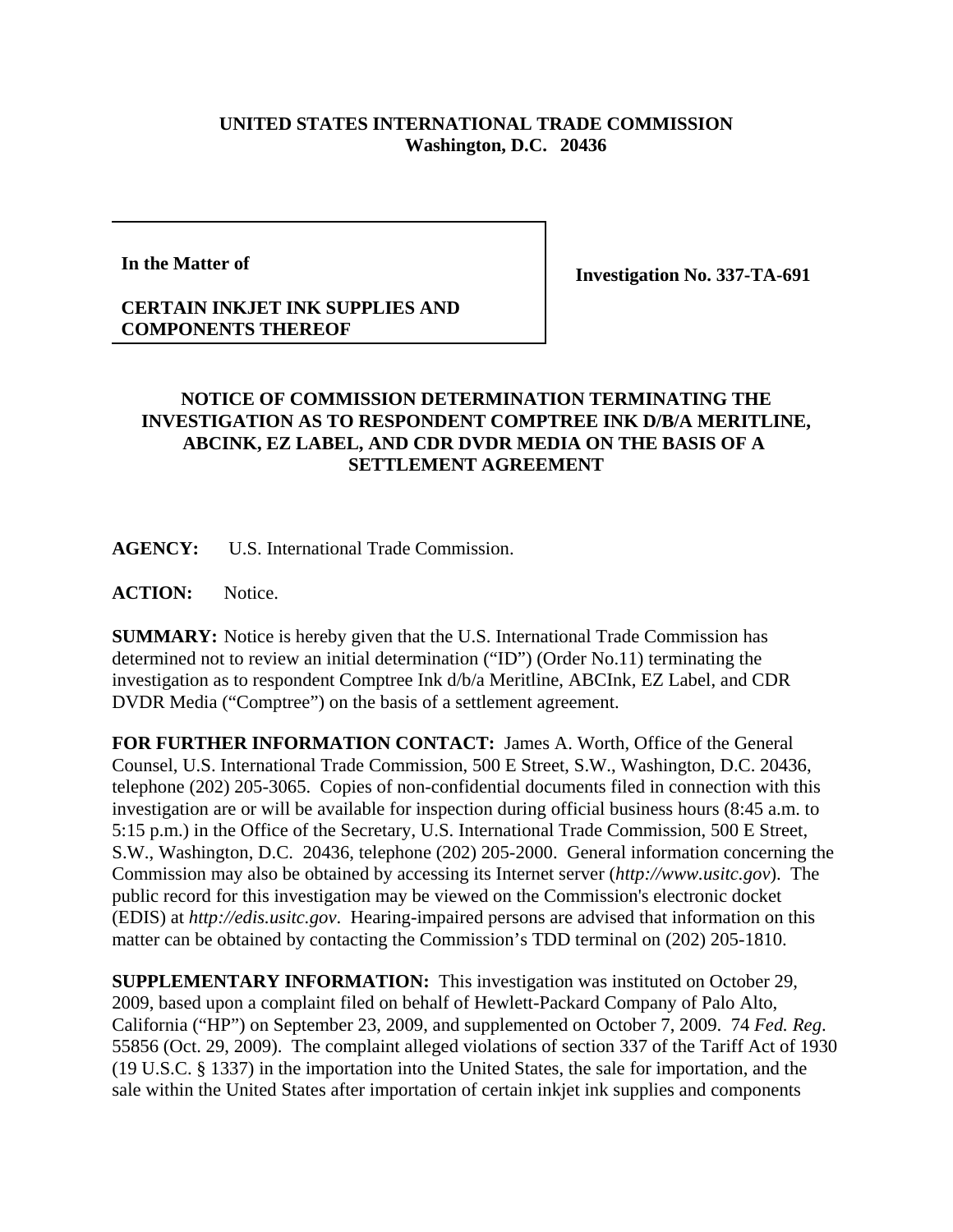**UNITED STATES INTERNATIONAL TRADE COMMISSION**
**Washington, D.C. 20436**

**In the Matter of**

**CERTAIN INKJET INK SUPPLIES AND COMPONENTS THEREOF**

**Investigation No. 337-TA-691**

## NOTICE OF COMMISSION DETERMINATION TERMINATING THE INVESTIGATION AS TO RESPONDENT COMPTREE INK D/B/A MERITLINE, ABCINK, EZ LABEL, AND CDR DVDR MEDIA ON THE BASIS OF A SETTLEMENT AGREEMENT

**AGENCY:** U.S. International Trade Commission.

**ACTION:** Notice.

**SUMMARY:** Notice is hereby given that the U.S. International Trade Commission has determined not to review an initial determination ("ID") (Order No.11) terminating the investigation as to respondent Comptree Ink d/b/a Meritline, ABCInk, EZ Label, and CDR DVDR Media ("Comptree") on the basis of a settlement agreement.

**FOR FURTHER INFORMATION CONTACT:** James A. Worth, Office of the General Counsel, U.S. International Trade Commission, 500 E Street, S.W., Washington, D.C. 20436, telephone (202) 205-3065. Copies of non-confidential documents filed in connection with this investigation are or will be available for inspection during official business hours (8:45 a.m. to 5:15 p.m.) in the Office of the Secretary, U.S. International Trade Commission, 500 E Street, S.W., Washington, D.C. 20436, telephone (202) 205-2000. General information concerning the Commission may also be obtained by accessing its Internet server (*http://www.usitc.gov*). The public record for this investigation may be viewed on the Commission's electronic docket (EDIS) at *http://edis.usitc.gov*. Hearing-impaired persons are advised that information on this matter can be obtained by contacting the Commission's TDD terminal on (202) 205-1810.

**SUPPLEMENTARY INFORMATION:** This investigation was instituted on October 29, 2009, based upon a complaint filed on behalf of Hewlett-Packard Company of Palo Alto, California ("HP") on September 23, 2009, and supplemented on October 7, 2009. 74 *Fed. Reg*. 55856 (Oct. 29, 2009). The complaint alleged violations of section 337 of the Tariff Act of 1930 (19 U.S.C. § 1337) in the importation into the United States, the sale for importation, and the sale within the United States after importation of certain inkjet ink supplies and components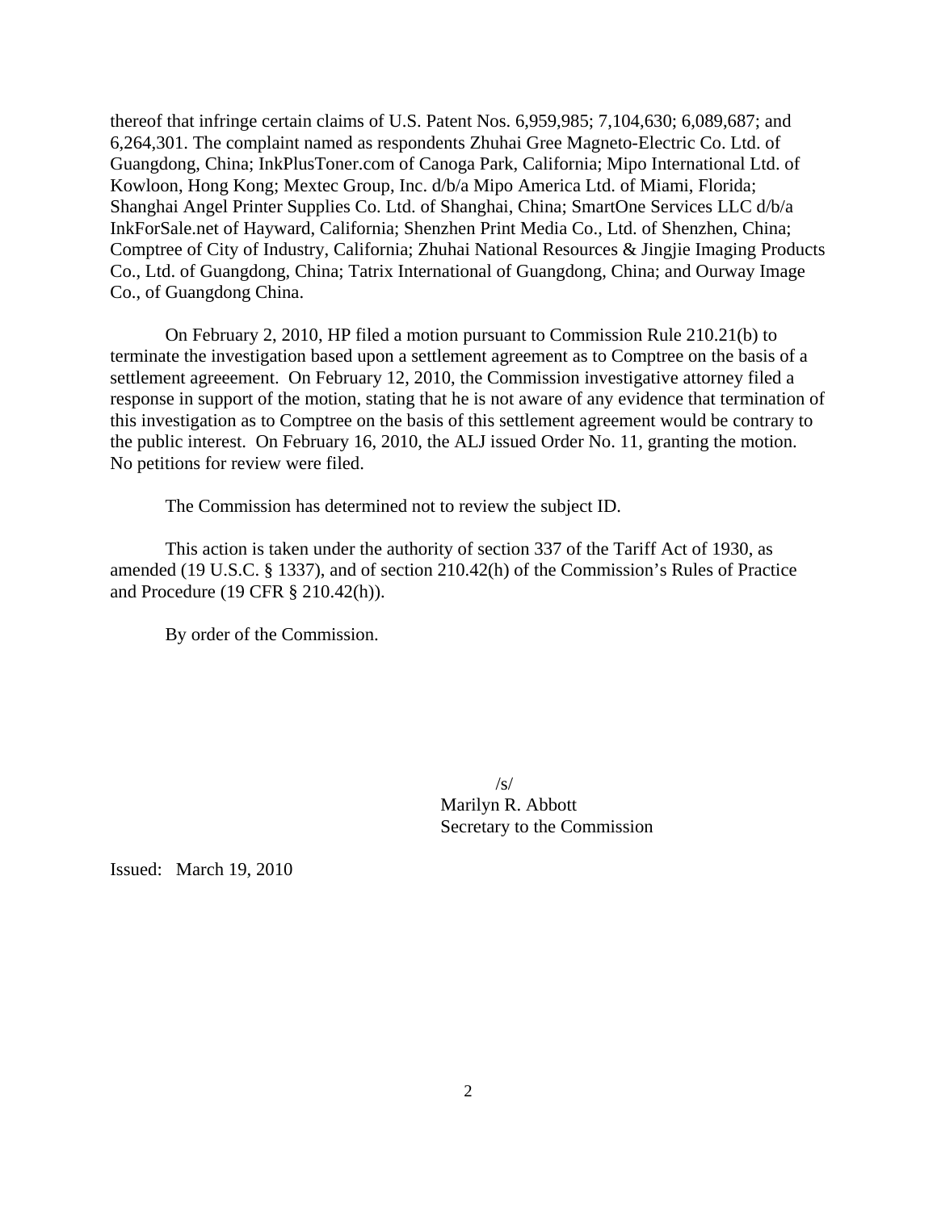thereof that infringe certain claims of U.S. Patent Nos. 6,959,985; 7,104,630; 6,089,687; and 6,264,301. The complaint named as respondents Zhuhai Gree Magneto-Electric Co. Ltd. of Guangdong, China; InkPlusToner.com of Canoga Park, California; Mipo International Ltd. of Kowloon, Hong Kong; Mextec Group, Inc. d/b/a Mipo America Ltd. of Miami, Florida; Shanghai Angel Printer Supplies Co. Ltd. of Shanghai, China; SmartOne Services LLC d/b/a InkForSale.net of Hayward, California; Shenzhen Print Media Co., Ltd. of Shenzhen, China; Comptree of City of Industry, California; Zhuhai National Resources & Jingjie Imaging Products Co., Ltd. of Guangdong, China; Tatrix International of Guangdong, China; and Ourway Image Co., of Guangdong China.

On February 2, 2010, HP filed a motion pursuant to Commission Rule 210.21(b) to terminate the investigation based upon a settlement agreement as to Comptree on the basis of a settlement agreeement. On February 12, 2010, the Commission investigative attorney filed a response in support of the motion, stating that he is not aware of any evidence that termination of this investigation as to Comptree on the basis of this settlement agreement would be contrary to the public interest. On February 16, 2010, the ALJ issued Order No. 11, granting the motion. No petitions for review were filed.

The Commission has determined not to review the subject ID.

This action is taken under the authority of section 337 of the Tariff Act of 1930, as amended (19 U.S.C. § 1337), and of section 210.42(h) of the Commission's Rules of Practice and Procedure (19 CFR § 210.42(h)).

By order of the Commission.

/s/
Marilyn R. Abbott
Secretary to the Commission

Issued: March 19, 2010